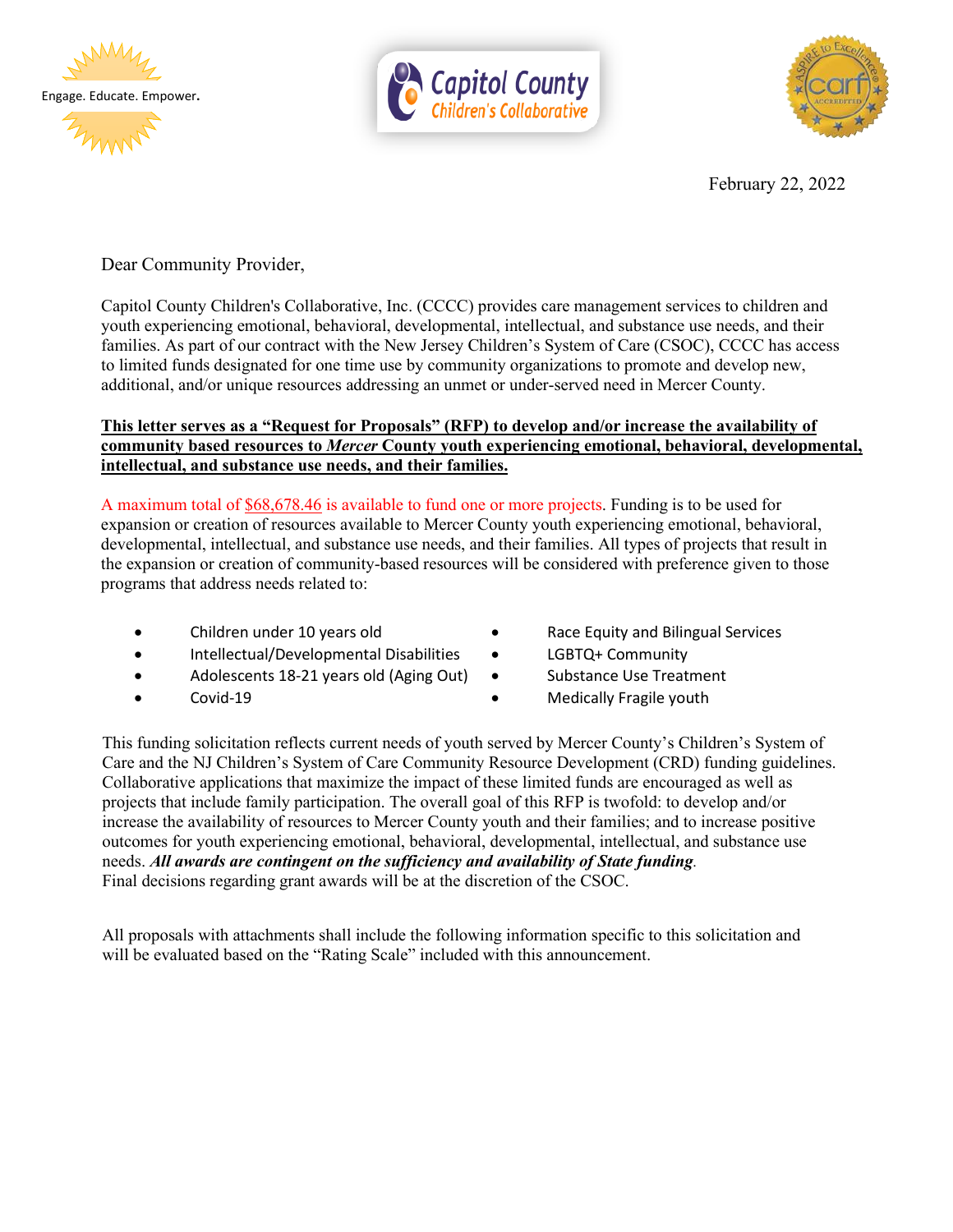Engage. Educate. Empower.

Capitol County Children's Collaborative

February 22, 2022

Dear Community Provider,

Capitol County Children's Collaborative, Inc. (CCCC) provides care management services to children and youth experiencing emotional, behavioral, developmental, intellectual, and substance use needs, and their families. As part of our contract with the New Jersey Children's System of Care (CSOC), CCCC has access to limited funds designated for one time use by community organizations to promote and develop new, additional, and/or unique resources addressing an unmet or under-served need in Mercer County.

**This letter serves as a "Request for Proposals" (RFP) to develop and/or increase the availability of community based resources to *Mercer* County youth experiencing emotional, behavioral, developmental, intellectual, and substance use needs, and their families.**

A maximum total of $68,678.46 is available to fund one or more projects. Funding is to be used for expansion or creation of resources available to Mercer County youth experiencing emotional, behavioral, developmental, intellectual, and substance use needs, and their families. All types of projects that result in the expansion or creation of community-based resources will be considered with preference given to those programs that address needs related to:

- Children under 10 years old
- Intellectual/Developmental Disabilities
- Adolescents 18-21 years old (Aging Out)
- Covid-19
- Race Equity and Bilingual Services
- LGBTQ+ Community
- Substance Use Treatment
- Medically Fragile youth

This funding solicitation reflects current needs of youth served by Mercer County's Children's System of Care and the NJ Children's System of Care Community Resource Development (CRD) funding guidelines. Collaborative applications that maximize the impact of these limited funds are encouraged as well as projects that include family participation. The overall goal of this RFP is twofold: to develop and/or increase the availability of resources to Mercer County youth and their families; and to increase positive outcomes for youth experiencing emotional, behavioral, developmental, intellectual, and substance use needs. ***All awards are contingent on the sufficiency and availability of State funding.***
Final decisions regarding grant awards will be at the discretion of the CSOC.

All proposals with attachments shall include the following information specific to this solicitation and will be evaluated based on the "Rating Scale" included with this announcement.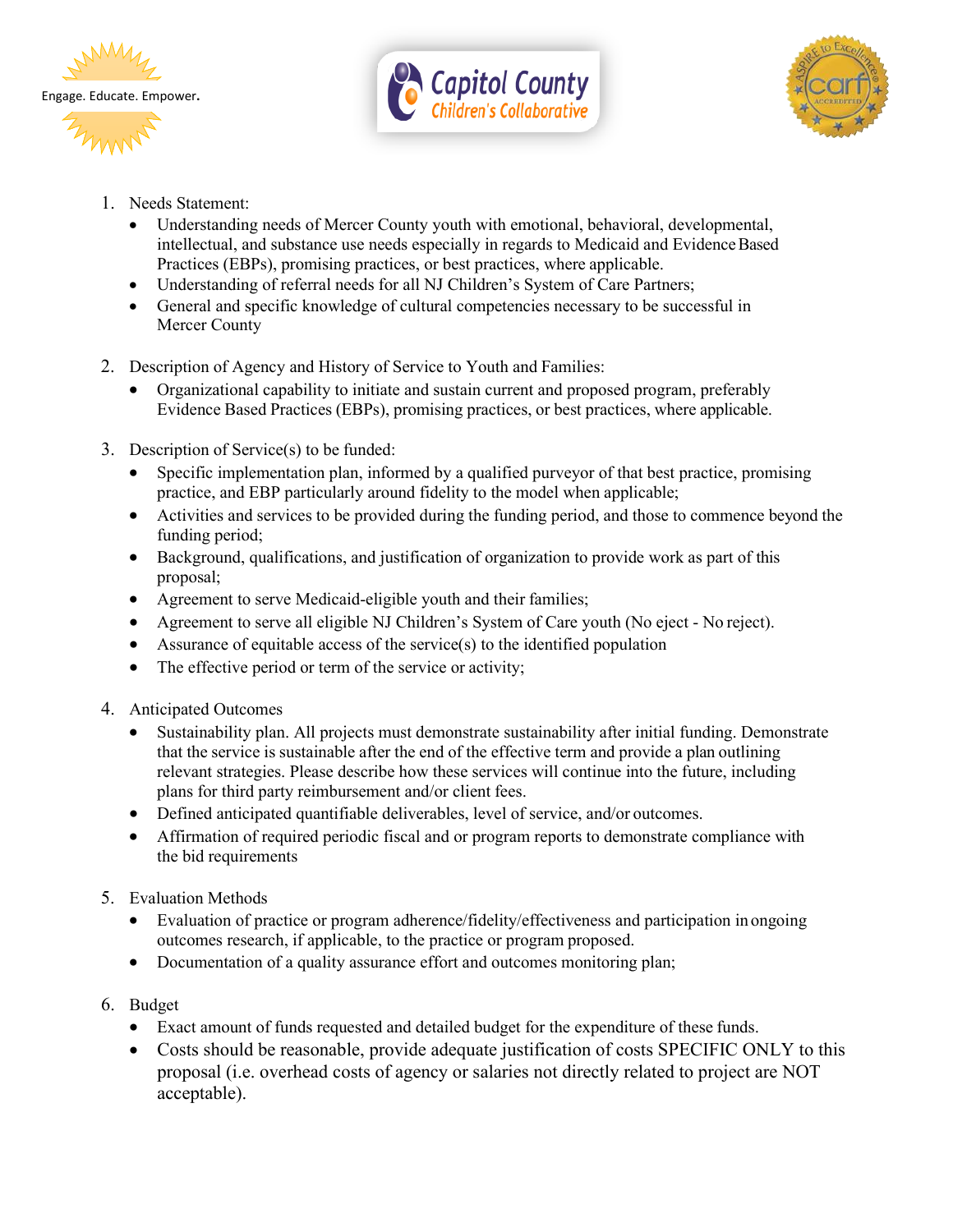1. Needs Statement:
   - Understanding needs of Mercer County youth with emotional, behavioral, developmental, intellectual, and substance use needs especially in regards to Medicaid and Evidence Based Practices (EBPs), promising practices, or best practices, where applicable.
   - Understanding of referral needs for all NJ Children's System of Care Partners;
   - General and specific knowledge of cultural competencies necessary to be successful in Mercer County

2. Description of Agency and History of Service to Youth and Families:
   - Organizational capability to initiate and sustain current and proposed program, preferably Evidence Based Practices (EBPs), promising practices, or best practices, where applicable.

3. Description of Service(s) to be funded:
   - Specific implementation plan, informed by a qualified purveyor of that best practice, promising practice, and EBP particularly around fidelity to the model when applicable;
   - Activities and services to be provided during the funding period, and those to commence beyond the funding period;
   - Background, qualifications, and justification of organization to provide work as part of this proposal;
   - Agreement to serve Medicaid-eligible youth and their families;
   - Agreement to serve all eligible NJ Children's System of Care youth (No eject - No reject).
   - Assurance of equitable access of the service(s) to the identified population
   - The effective period or term of the service or activity;

4. Anticipated Outcomes
   - Sustainability plan. All projects must demonstrate sustainability after initial funding. Demonstrate that the service is sustainable after the end of the effective term and provide a plan outlining relevant strategies. Please describe how these services will continue into the future, including plans for third party reimbursement and/or client fees.
   - Defined anticipated quantifiable deliverables, level of service, and/or outcomes.
   - Affirmation of required periodic fiscal and or program reports to demonstrate compliance with the bid requirements

5. Evaluation Methods
   - Evaluation of practice or program adherence/fidelity/effectiveness and participation in ongoing outcomes research, if applicable, to the practice or program proposed.
   - Documentation of a quality assurance effort and outcomes monitoring plan;

6. Budget
   - Exact amount of funds requested and detailed budget for the expenditure of these funds.
   - Costs should be reasonable, provide adequate justification of costs SPECIFIC ONLY to this proposal (i.e. overhead costs of agency or salaries not directly related to project are NOT acceptable).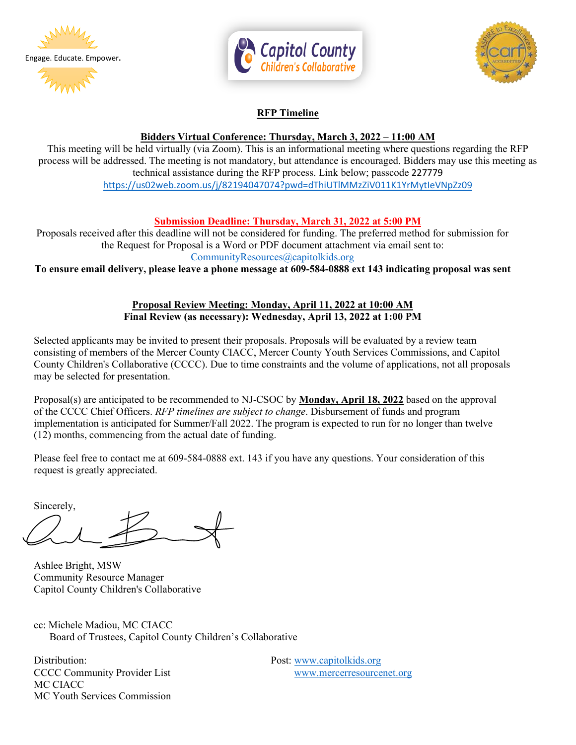Engage. Educate. Empower.

**Capitol County Children's Collaborative**

## RFP Timeline

**Bidders Virtual Conference: Thursday, March 3, 2022 – 11:00 AM**

This meeting will be held virtually (via Zoom). This is an informational meeting where questions regarding the RFP process will be addressed. The meeting is not mandatory, but attendance is encouraged. Bidders may use this meeting as technical assistance during the RFP process. Link below; passcode 227779
https://us02web.zoom.us/j/82194047074?pwd=dThiUTlMMzZiV011K1YrMytIeVNpZz09

**Submission Deadline: Thursday, March 31, 2022 at 5:00 PM**

Proposals received after this deadline will not be considered for funding. The preferred method for submission for the Request for Proposal is a Word or PDF document attachment via email sent to:
CommunityResources@capitolkids.org

**To ensure email delivery, please leave a phone message at 609-584-0888 ext 143 indicating proposal was sent**

**Proposal Review Meeting: Monday, April 11, 2022 at 10:00 AM**
**Final Review (as necessary): Wednesday, April 13, 2022 at 1:00 PM**

Selected applicants may be invited to present their proposals. Proposals will be evaluated by a review team consisting of members of the Mercer County CIACC, Mercer County Youth Services Commissions, and Capitol County Children's Collaborative (CCCC). Due to time constraints and the volume of applications, not all proposals may be selected for presentation.

Proposal(s) are anticipated to be recommended to NJ-CSOC by **Monday, April 18, 2022** based on the approval of the CCCC Chief Officers. *RFP timelines are subject to change*. Disbursement of funds and program implementation is anticipated for Summer/Fall 2022. The program is expected to run for no longer than twelve (12) months, commencing from the actual date of funding.

Please feel free to contact me at 609-584-0888 ext. 143 if you have any questions. Your consideration of this request is greatly appreciated.

Sincerely,

Ashlee Bright, MSW
Community Resource Manager
Capitol County Children's Collaborative

cc: Michele Madiou, MC CIACC
Board of Trustees, Capitol County Children's Collaborative

Distribution:
CCCC Community Provider List
MC CIACC
MC Youth Services Commission

Post: www.capitolkids.org
www.mercerresourcenet.org